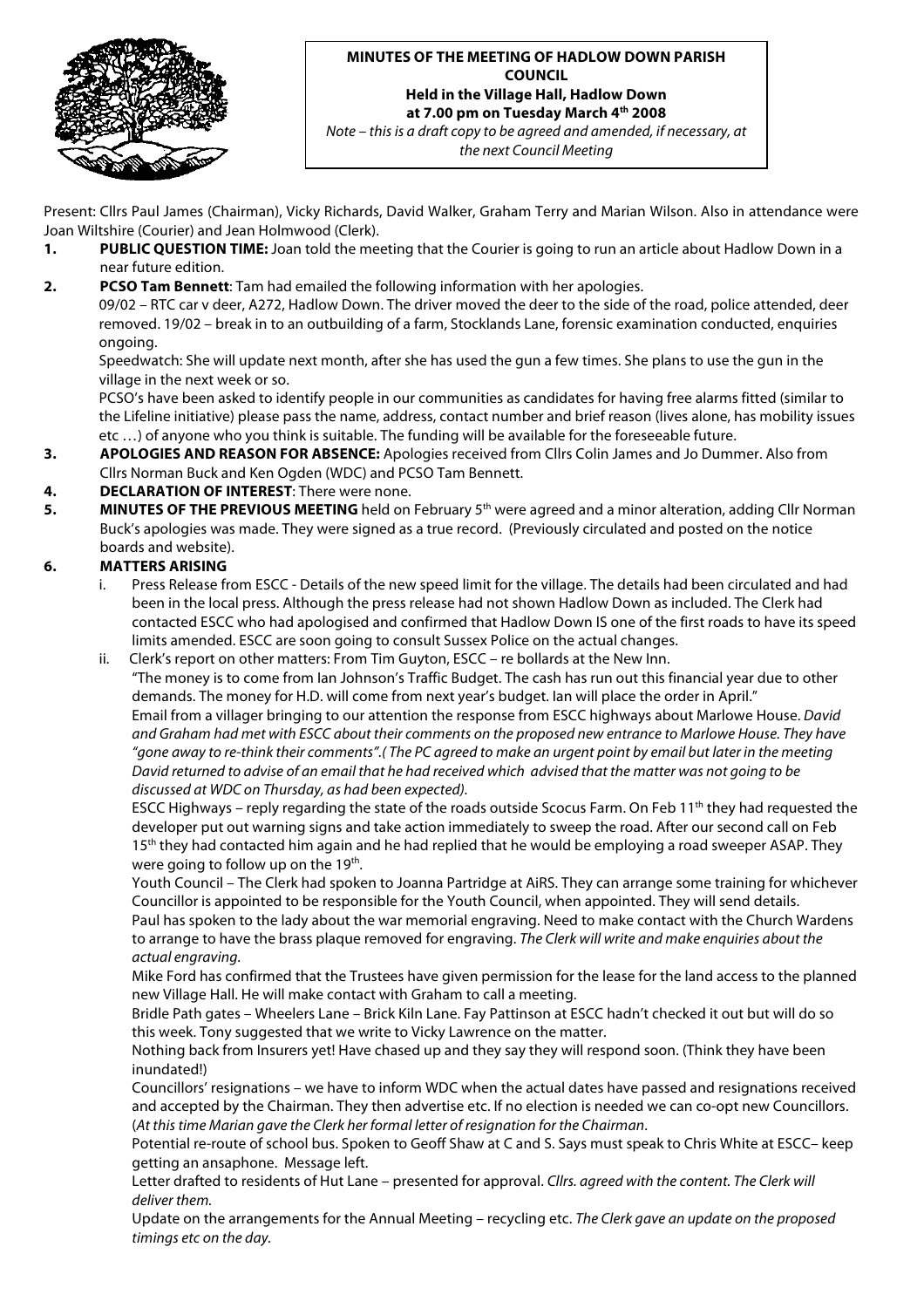**MINUTES OF THE MEETING OF HADLOW DOWN PARISH COUNCIL**
**Held in the Village Hall, Hadlow Down**
**at 7.00 pm on Tuesday March 4th 2008**

*Note – this is a draft copy to be agreed and amended, if necessary, at the next Council Meeting*

Present: Cllrs Paul James (Chairman), Vicky Richards, David Walker, Graham Terry and Marian Wilson. Also in attendance were Joan Wiltshire (Courier) and Jean Holmwood (Clerk).

1. **PUBLIC QUESTION TIME:** Joan told the meeting that the Courier is going to run an article about Hadlow Down in a near future edition.
2. **PCSO Tam Bennett**: Tam had emailed the following information with her apologies.
   09/02 – RTC car v deer, A272, Hadlow Down. The driver moved the deer to the side of the road, police attended, deer removed. 19/02 – break in to an outbuilding of a farm, Stocklands Lane, forensic examination conducted, enquiries ongoing.
   Speedwatch: She will update next month, after she has used the gun a few times. She plans to use the gun in the village in the next week or so.
   PCSO's have been asked to identify people in our communities as candidates for having free alarms fitted (similar to the Lifeline initiative) please pass the name, address, contact number and brief reason (lives alone, has mobility issues etc …) of anyone who you think is suitable. The funding will be available for the foreseeable future.
3. **APOLOGIES AND REASON FOR ABSENCE:** Apologies received from Cllrs Colin James and Jo Dummer. Also from Cllrs Norman Buck and Ken Ogden (WDC) and PCSO Tam Bennett.
4. **DECLARATION OF INTEREST**: There were none.
5. **MINUTES OF THE PREVIOUS MEETING** held on February 5th were agreed and a minor alteration, adding Cllr Norman Buck's apologies was made. They were signed as a true record. (Previously circulated and posted on the notice boards and website).
6. **MATTERS ARISING**
   i. Press Release from ESCC - Details of the new speed limit for the village. The details had been circulated and had been in the local press. Although the press release had not shown Hadlow Down as included. The Clerk had contacted ESCC who had apologised and confirmed that Hadlow Down IS one of the first roads to have its speed limits amended. ESCC are soon going to consult Sussex Police on the actual changes.
   ii. Clerk's report on other matters: From Tim Guyton, ESCC – re bollards at the New Inn.
   "The money is to come from Ian Johnson's Traffic Budget. The cash has run out this financial year due to other demands. The money for H.D. will come from next year's budget. Ian will place the order in April."
   Email from a villager bringing to our attention the response from ESCC highways about Marlowe House. *David and Graham had met with ESCC about their comments on the proposed new entrance to Marlowe House. They have "gone away to re-think their comments".( The PC agreed to make an urgent point by email but later in the meeting David returned to advise of an email that he had received which advised that the matter was not going to be discussed at WDC on Thursday, as had been expected).*
   ESCC Highways – reply regarding the state of the roads outside Scocus Farm. On Feb 11th they had requested the developer put out warning signs and take action immediately to sweep the road. After our second call on Feb 15th they had contacted him again and he had replied that he would be employing a road sweeper ASAP. They were going to follow up on the 19th.
   Youth Council – The Clerk had spoken to Joanna Partridge at AiRS. They can arrange some training for whichever Councillor is appointed to be responsible for the Youth Council, when appointed. They will send details.
   Paul has spoken to the lady about the war memorial engraving. Need to make contact with the Church Wardens to arrange to have the brass plaque removed for engraving. *The Clerk will write and make enquiries about the actual engraving.*
   Mike Ford has confirmed that the Trustees have given permission for the lease for the land access to the planned new Village Hall. He will make contact with Graham to call a meeting.
   Bridle Path gates – Wheelers Lane – Brick Kiln Lane. Fay Pattinson at ESCC hadn't checked it out but will do so this week. Tony suggested that we write to Vicky Lawrence on the matter.
   Nothing back from Insurers yet! Have chased up and they say they will respond soon. (Think they have been inundated!)
   Councillors' resignations – we have to inform WDC when the actual dates have passed and resignations received and accepted by the Chairman. They then advertise etc. If no election is needed we can co-opt new Councillors. (*At this time Marian gave the Clerk her formal letter of resignation for the Chairman*.
   Potential re-route of school bus. Spoken to Geoff Shaw at C and S. Says must speak to Chris White at ESCC– keep getting an ansaphone. Message left.
   Letter drafted to residents of Hut Lane – presented for approval. *Cllrs. agreed with the content. The Clerk will deliver them.*
   Update on the arrangements for the Annual Meeting – recycling etc. *The Clerk gave an update on the proposed timings etc on the day.*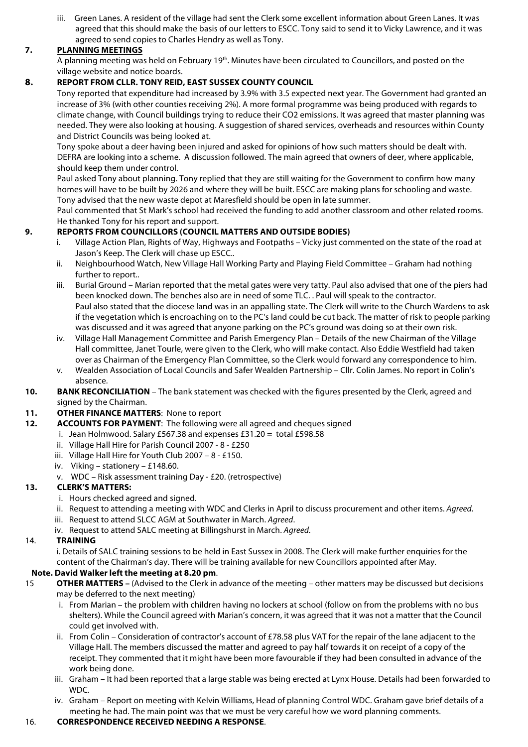iii. Green Lanes. A resident of the village had sent the Clerk some excellent information about Green Lanes. It was agreed that this should make the basis of our letters to ESCC. Tony said to send it to Vicky Lawrence, and it was agreed to send copies to Charles Hendry as well as Tony.

**7. PLANNING MEETINGS**

A planning meeting was held on February 19th. Minutes have been circulated to Councillors, and posted on the village website and notice boards.

**8. REPORT FROM CLLR. TONY REID, EAST SUSSEX COUNTY COUNCIL**

Tony reported that expenditure had increased by 3.9% with 3.5 expected next year. The Government had granted an increase of 3% (with other counties receiving 2%). A more formal programme was being produced with regards to climate change, with Council buildings trying to reduce their $CO_2$ emissions. It was agreed that master planning was needed. They were also looking at housing. A suggestion of shared services, overheads and resources within County and District Councils was being looked at.

Tony spoke about a deer having been injured and asked for opinions of how such matters should be dealt with. DEFRA are looking into a scheme. A discussion followed. The main agreed that owners of deer, where applicable, should keep them under control.

Paul asked Tony about planning. Tony replied that they are still waiting for the Government to confirm how many homes will have to be built by 2026 and where they will be built. ESCC are making plans for schooling and waste. Tony advised that the new waste depot at Maresfield should be open in late summer.

Paul commented that St Mark's school had received the funding to add another classroom and other related rooms. He thanked Tony for his report and support.

**9. REPORTS FROM COUNCILLORS (COUNCIL MATTERS AND OUTSIDE BODIES)**

i. Village Action Plan, Rights of Way, Highways and Footpaths – Vicky just commented on the state of the road at Jason's Keep. The Clerk will chase up ESCC..

ii. Neighbourhood Watch, New Village Hall Working Party and Playing Field Committee – Graham had nothing further to report..

iii. Burial Ground – Marian reported that the metal gates were very tatty. Paul also advised that one of the piers had been knocked down. The benches also are in need of some TLC. . Paul will speak to the contractor. Paul also stated that the diocese land was in an appalling state. The Clerk will write to the Church Wardens to ask if the vegetation which is encroaching on to the PC's land could be cut back. The matter of risk to people parking was discussed and it was agreed that anyone parking on the PC's ground was doing so at their own risk.

iv. Village Hall Management Committee and Parish Emergency Plan – Details of the new Chairman of the Village Hall committee, Janet Tourle, were given to the Clerk, who will make contact. Also Eddie Westfield had taken over as Chairman of the Emergency Plan Committee, so the Clerk would forward any correspondence to him.

v. Wealden Association of Local Councils and Safer Wealden Partnership – Cllr. Colin James. No report in Colin's absence.

**10. BANK RECONCILIATION** – The bank statement was checked with the figures presented by the Clerk, agreed and signed by the Chairman.

**11. OTHER FINANCE MATTERS**: None to report

**12. ACCOUNTS FOR PAYMENT**: The following were all agreed and cheques signed

i. Jean Holmwood. Salary £567.38 and expenses £31.20 = total £598.58

ii. Village Hall Hire for Parish Council 2007 - 8 - £250

iii. Village Hall Hire for Youth Club 2007 – 8 - £150.

iv. Viking – stationery – £148.60.

v. WDC – Risk assessment training Day - £20. (retrospective)

**13. CLERK'S MATTERS:**

i. Hours checked agreed and signed.

ii. Request to attending a meeting with WDC and Clerks in April to discuss procurement and other items. *Agreed.*

iii. Request to attend SLCC AGM at Southwater in March. *Agreed*.

iv. Request to attend SALC meeting at Billingshurst in March. *Agreed.*

**14. TRAINING**

i. Details of SALC training sessions to be held in East Sussex in 2008. The Clerk will make further enquiries for the content of the Chairman's day. There will be training available for new Councillors appointed after May.

**Note. David Walker left the meeting at 8.20 pm**.

**15. OTHER MATTERS –** (Advised to the Clerk in advance of the meeting – other matters may be discussed but decisions may be deferred to the next meeting)

i. From Marian – the problem with children having no lockers at school (follow on from the problems with no bus shelters). While the Council agreed with Marian's concern, it was agreed that it was not a matter that the Council could get involved with.

ii. From Colin – Consideration of contractor's account of £78.58 plus VAT for the repair of the lane adjacent to the Village Hall. The members discussed the matter and agreed to pay half towards it on receipt of a copy of the receipt. They commented that it might have been more favourable if they had been consulted in advance of the work being done.

iii. Graham – It had been reported that a large stable was being erected at Lynx House. Details had been forwarded to WDC.

iv. Graham – Report on meeting with Kelvin Williams, Head of planning Control WDC. Graham gave brief details of a meeting he had. The main point was that we must be very careful how we word planning comments.

**16. CORRESPONDENCE RECEIVED NEEDING A RESPONSE**.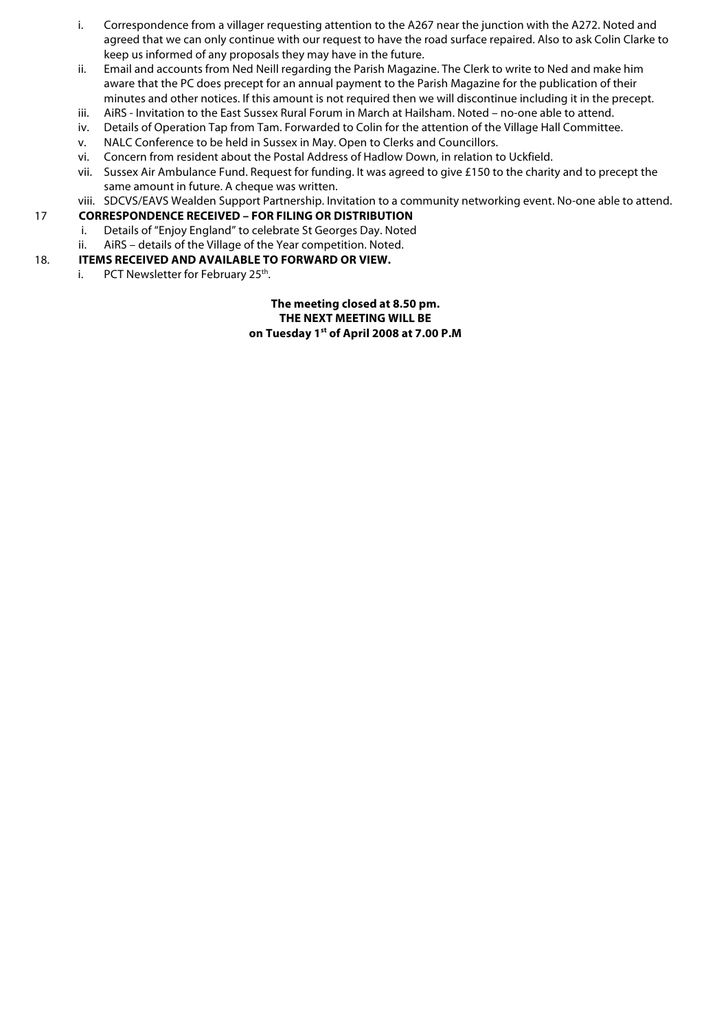i. Correspondence from a villager requesting attention to the A267 near the junction with the A272. Noted and agreed that we can only continue with our request to have the road surface repaired. Also to ask Colin Clarke to keep us informed of any proposals they may have in the future.
ii. Email and accounts from Ned Neill regarding the Parish Magazine. The Clerk to write to Ned and make him aware that the PC does precept for an annual payment to the Parish Magazine for the publication of their minutes and other notices. If this amount is not required then we will discontinue including it in the precept.
iii. AiRS - Invitation to the East Sussex Rural Forum in March at Hailsham. Noted – no-one able to attend.
iv. Details of Operation Tap from Tam. Forwarded to Colin for the attention of the Village Hall Committee.
v. NALC Conference to be held in Sussex in May. Open to Clerks and Councillors.
vi. Concern from resident about the Postal Address of Hadlow Down, in relation to Uckfield.
vii. Sussex Air Ambulance Fund. Request for funding. It was agreed to give £150 to the charity and to precept the same amount in future. A cheque was written.
viii. SDCVS/EAVS Wealden Support Partnership. Invitation to a community networking event. No-one able to attend.

17 **CORRESPONDENCE RECEIVED – FOR FILING OR DISTRIBUTION**

i. Details of "Enjoy England" to celebrate St Georges Day. Noted
ii. AiRS – details of the Village of the Year competition. Noted.

18. **ITEMS RECEIVED AND AVAILABLE TO FORWARD OR VIEW.**

i. PCT Newsletter for February 25th.

**The meeting closed at 8.50 pm.**
**THE NEXT MEETING WILL BE**
**on Tuesday 1st of April 2008 at 7.00 P.M**